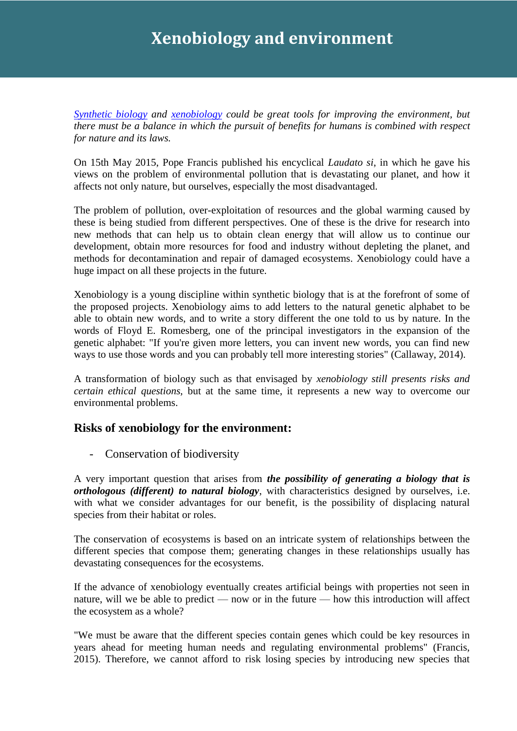# Xenobiology and environment

*[Synthetic biology](#) and [xenobiology](#) could be great tools for improving the environment, but there must be a balance in which the pursuit of benefits for humans is combined with respect for nature and its laws.*

On 15th May 2015, Pope Francis published his encyclical *Laudato si*, in which he gave his views on the problem of environmental pollution that is devastating our planet, and how it affects not only nature, but ourselves, especially the most disadvantaged.

The problem of pollution, over-exploitation of resources and the global warming caused by these is being studied from different perspectives. One of these is the drive for research into new methods that can help us to obtain clean energy that will allow us to continue our development, obtain more resources for food and industry without depleting the planet, and methods for decontamination and repair of damaged ecosystems. Xenobiology could have a huge impact on all these projects in the future.

Xenobiology is a young discipline within synthetic biology that is at the forefront of some of the proposed projects. Xenobiology aims to add letters to the natural genetic alphabet to be able to obtain new words, and to write a story different the one told to us by nature. In the words of Floyd E. Romesberg, one of the principal investigators in the expansion of the genetic alphabet: "If you're given more letters, you can invent new words, you can find new ways to use those words and you can probably tell more interesting stories" (Callaway, 2014).

A transformation of biology such as that envisaged by *xenobiology still presents risks and certain ethical questions*, but at the same time, it represents a new way to overcome our environmental problems.

## Risks of xenobiology for the environment:

- Conservation of biodiversity

A very important question that arises from ***the possibility of generating a biology that is orthologous (different) to natural biology***, with characteristics designed by ourselves, i.e. with what we consider advantages for our benefit, is the possibility of displacing natural species from their habitat or roles.

The conservation of ecosystems is based on an intricate system of relationships between the different species that compose them; generating changes in these relationships usually has devastating consequences for the ecosystems.

If the advance of xenobiology eventually creates artificial beings with properties not seen in nature, will we be able to predict — now or in the future — how this introduction will affect the ecosystem as a whole?

"We must be aware that the different species contain genes which could be key resources in years ahead for meeting human needs and regulating environmental problems" (Francis, 2015). Therefore, we cannot afford to risk losing species by introducing new species that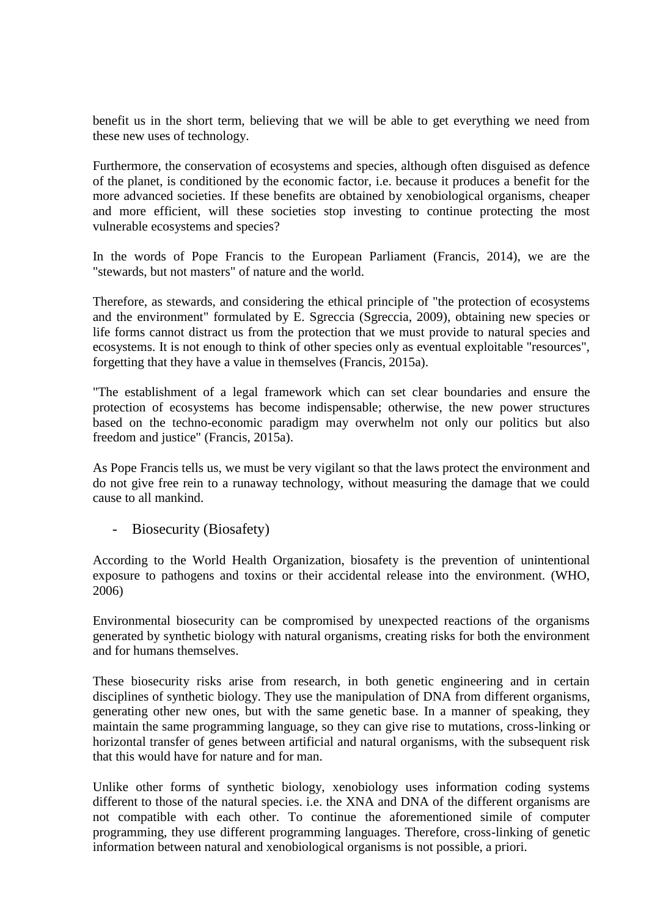benefit us in the short term, believing that we will be able to get everything we need from these new uses of technology.

Furthermore, the conservation of ecosystems and species, although often disguised as defence of the planet, is conditioned by the economic factor, i.e. because it produces a benefit for the more advanced societies. If these benefits are obtained by xenobiological organisms, cheaper and more efficient, will these societies stop investing to continue protecting the most vulnerable ecosystems and species?

In the words of Pope Francis to the European Parliament (Francis, 2014), we are the "stewards, but not masters" of nature and the world.

Therefore, as stewards, and considering the ethical principle of "the protection of ecosystems and the environment" formulated by E. Sgreccia (Sgreccia, 2009), obtaining new species or life forms cannot distract us from the protection that we must provide to natural species and ecosystems. It is not enough to think of other species only as eventual exploitable "resources", forgetting that they have a value in themselves (Francis, 2015a).

"The establishment of a legal framework which can set clear boundaries and ensure the protection of ecosystems has become indispensable; otherwise, the new power structures based on the techno-economic paradigm may overwhelm not only our politics but also freedom and justice" (Francis, 2015a).

As Pope Francis tells us, we must be very vigilant so that the laws protect the environment and do not give free rein to a runaway technology, without measuring the damage that we could cause to all mankind.

- Biosecurity (Biosafety)

According to the World Health Organization, biosafety is the prevention of unintentional exposure to pathogens and toxins or their accidental release into the environment. (WHO, 2006)

Environmental biosecurity can be compromised by unexpected reactions of the organisms generated by synthetic biology with natural organisms, creating risks for both the environment and for humans themselves.

These biosecurity risks arise from research, in both genetic engineering and in certain disciplines of synthetic biology. They use the manipulation of DNA from different organisms, generating other new ones, but with the same genetic base. In a manner of speaking, they maintain the same programming language, so they can give rise to mutations, cross-linking or horizontal transfer of genes between artificial and natural organisms, with the subsequent risk that this would have for nature and for man.

Unlike other forms of synthetic biology, xenobiology uses information coding systems different to those of the natural species. i.e. the XNA and DNA of the different organisms are not compatible with each other. To continue the aforementioned simile of computer programming, they use different programming languages. Therefore, cross-linking of genetic information between natural and xenobiological organisms is not possible, a priori.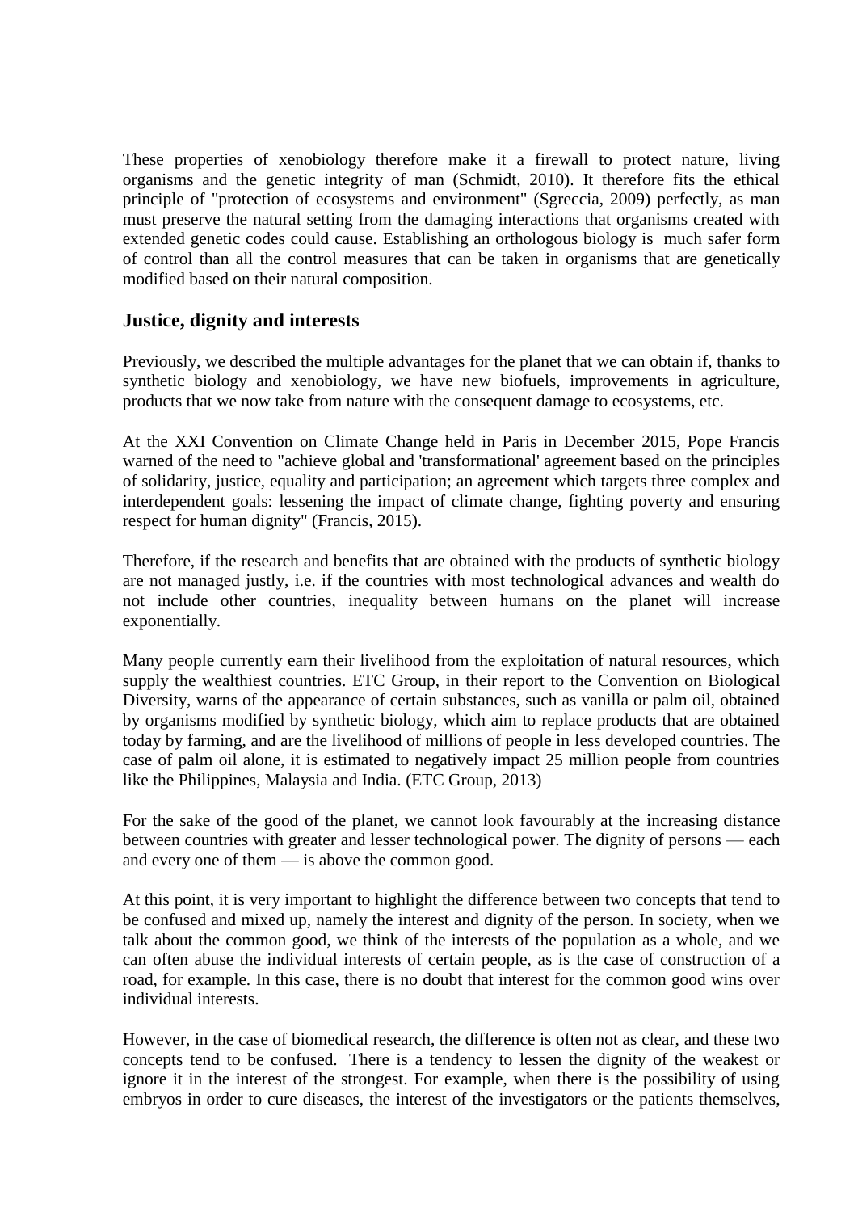These properties of xenobiology therefore make it a firewall to protect nature, living organisms and the genetic integrity of man (Schmidt, 2010). It therefore fits the ethical principle of "protection of ecosystems and environment" (Sgreccia, 2009) perfectly, as man must preserve the natural setting from the damaging interactions that organisms created with extended genetic codes could cause. Establishing an orthologous biology is much safer form of control than all the control measures that can be taken in organisms that are genetically modified based on their natural composition.

## Justice, dignity and interests

Previously, we described the multiple advantages for the planet that we can obtain if, thanks to synthetic biology and xenobiology, we have new biofuels, improvements in agriculture, products that we now take from nature with the consequent damage to ecosystems, etc.

At the XXI Convention on Climate Change held in Paris in December 2015, Pope Francis warned of the need to "achieve global and 'transformational' agreement based on the principles of solidarity, justice, equality and participation; an agreement which targets three complex and interdependent goals: lessening the impact of climate change, fighting poverty and ensuring respect for human dignity" (Francis, 2015).

Therefore, if the research and benefits that are obtained with the products of synthetic biology are not managed justly, i.e. if the countries with most technological advances and wealth do not include other countries, inequality between humans on the planet will increase exponentially.

Many people currently earn their livelihood from the exploitation of natural resources, which supply the wealthiest countries. ETC Group, in their report to the Convention on Biological Diversity, warns of the appearance of certain substances, such as vanilla or palm oil, obtained by organisms modified by synthetic biology, which aim to replace products that are obtained today by farming, and are the livelihood of millions of people in less developed countries. The case of palm oil alone, it is estimated to negatively impact 25 million people from countries like the Philippines, Malaysia and India. (ETC Group, 2013)

For the sake of the good of the planet, we cannot look favourably at the increasing distance between countries with greater and lesser technological power. The dignity of persons — each and every one of them — is above the common good.

At this point, it is very important to highlight the difference between two concepts that tend to be confused and mixed up, namely the interest and dignity of the person. In society, when we talk about the common good, we think of the interests of the population as a whole, and we can often abuse the individual interests of certain people, as is the case of construction of a road, for example. In this case, there is no doubt that interest for the common good wins over individual interests.

However, in the case of biomedical research, the difference is often not as clear, and these two concepts tend to be confused. There is a tendency to lessen the dignity of the weakest or ignore it in the interest of the strongest. For example, when there is the possibility of using embryos in order to cure diseases, the interest of the investigators or the patients themselves,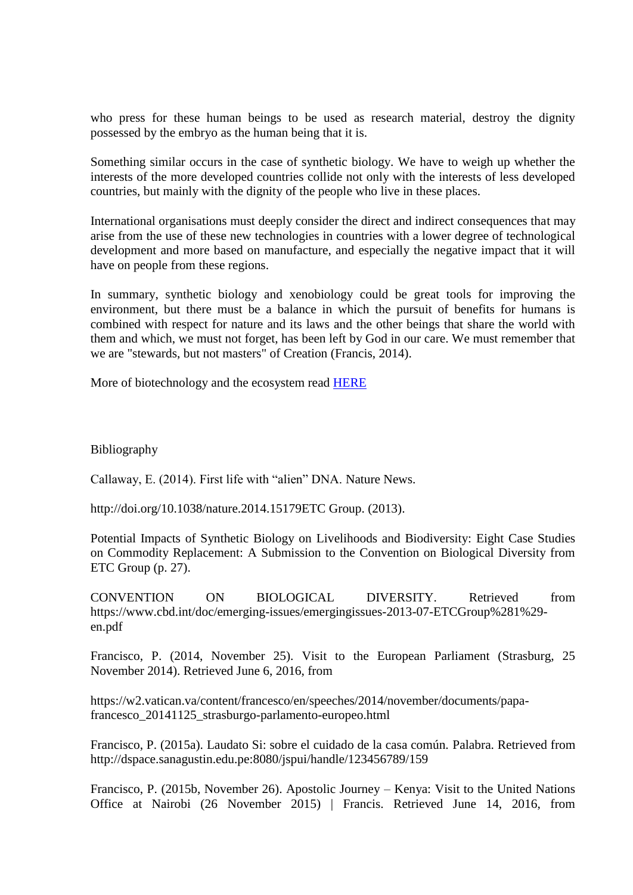who press for these human beings to be used as research material, destroy the dignity possessed by the embryo as the human being that it is.

Something similar occurs in the case of synthetic biology. We have to weigh up whether the interests of the more developed countries collide not only with the interests of less developed countries, but mainly with the dignity of the people who live in these places.

International organisations must deeply consider the direct and indirect consequences that may arise from the use of these new technologies in countries with a lower degree of technological development and more based on manufacture, and especially the negative impact that it will have on people from these regions.

In summary, synthetic biology and xenobiology could be great tools for improving the environment, but there must be a balance in which the pursuit of benefits for humans is combined with respect for nature and its laws and the other beings that share the world with them and which, we must not forget, has been left by God in our care. We must remember that we are "stewards, but not masters" of Creation (Francis, 2014).

More of biotechnology and the ecosystem read HERE

Bibliography

Callaway, E. (2014). First life with “alien” DNA. Nature News.

http://doi.org/10.1038/nature.2014.15179ETC Group. (2013).

Potential Impacts of Synthetic Biology on Livelihoods and Biodiversity: Eight Case Studies on Commodity Replacement: A Submission to the Convention on Biological Diversity from ETC Group (p. 27).

CONVENTION ON BIOLOGICAL DIVERSITY. Retrieved from https://www.cbd.int/doc/emerging-issues/emergingissues-2013-07-ETCGroup%281%29-en.pdf

Francisco, P. (2014, November 25). Visit to the European Parliament (Strasburg, 25 November 2014). Retrieved June 6, 2016, from

https://w2.vatican.va/content/francesco/en/speeches/2014/november/documents/papa-francesco_20141125_strasburgo-parlamento-europeo.html

Francisco, P. (2015a). Laudato Si: sobre el cuidado de la casa común. Palabra. Retrieved from http://dspace.sanagustin.edu.pe:8080/jspui/handle/123456789/159

Francisco, P. (2015b, November 26). Apostolic Journey – Kenya: Visit to the United Nations Office at Nairobi (26 November 2015) | Francis. Retrieved June 14, 2016, from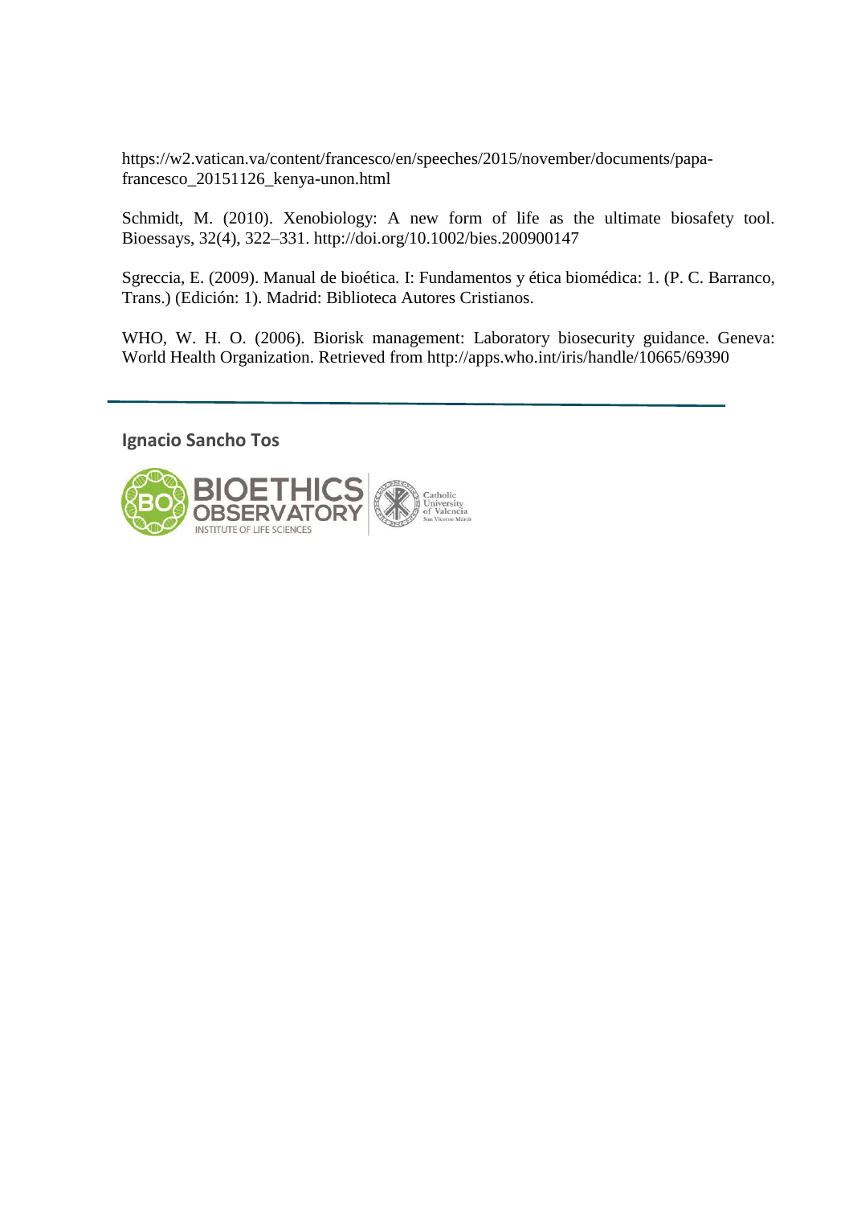https://w2.vatican.va/content/francesco/en/speeches/2015/november/documents/papa-francesco_20151126_kenya-unon.html

Schmidt, M. (2010). Xenobiology: A new form of life as the ultimate biosafety tool. Bioessays, 32(4), 322–331. http://doi.org/10.1002/bies.200900147

Sgreccia, E. (2009). Manual de bioética. I: Fundamentos y ética biomédica: 1. (P. C. Barranco, Trans.) (Edición: 1). Madrid: Biblioteca Autores Cristianos.

WHO, W. H. O. (2006). Biorisk management: Laboratory biosecurity guidance. Geneva: World Health Organization. Retrieved from http://apps.who.int/iris/handle/10665/69390

---

**Ignacio Sancho Tos**

BIOETHICS OBSERVATORY
INSTITUTE OF LIFE SCIENCES

Catholic University of Valencia
San Vicente Mártir